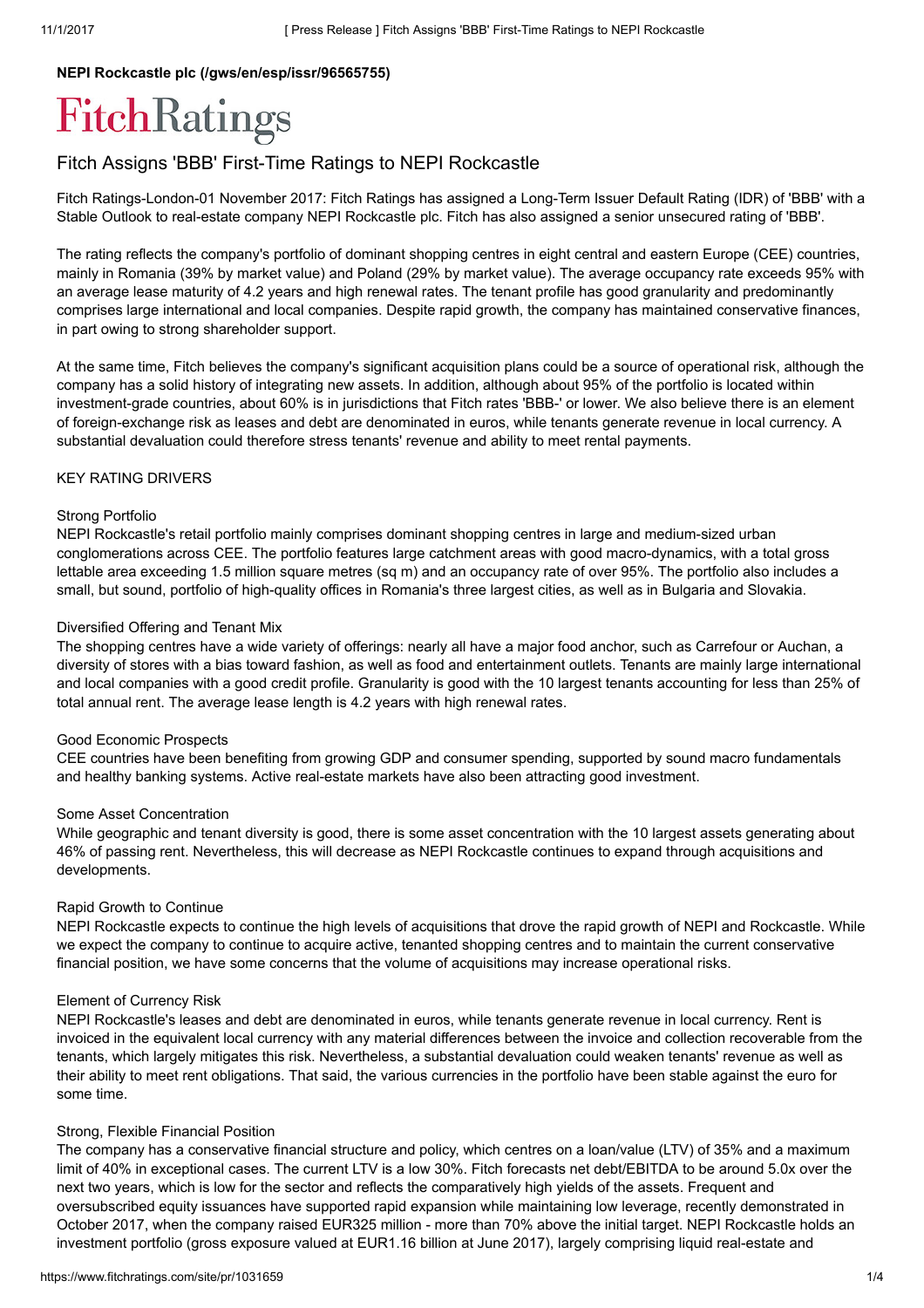**NEPI Rockcastle plc (/gws/en/esp/issr/96565755)**

FitchRatings

## Fitch Assigns 'BBB' First-Time Ratings to NEPI Rockcastle

Fitch Ratings-London-01 November 2017: Fitch Ratings has assigned a Long-Term Issuer Default Rating (IDR) of 'BBB' with a Stable Outlook to real-estate company NEPI Rockcastle plc. Fitch has also assigned a senior unsecured rating of 'BBB'.

The rating reflects the company's portfolio of dominant shopping centres in eight central and eastern Europe (CEE) countries, mainly in Romania (39% by market value) and Poland (29% by market value). The average occupancy rate exceeds 95% with an average lease maturity of 4.2 years and high renewal rates. The tenant profile has good granularity and predominantly comprises large international and local companies. Despite rapid growth, the company has maintained conservative finances, in part owing to strong shareholder support.

At the same time, Fitch believes the company's significant acquisition plans could be a source of operational risk, although the company has a solid history of integrating new assets. In addition, although about 95% of the portfolio is located within investment-grade countries, about 60% is in jurisdictions that Fitch rates 'BBB-' or lower. We also believe there is an element of foreign-exchange risk as leases and debt are denominated in euros, while tenants generate revenue in local currency. A substantial devaluation could therefore stress tenants' revenue and ability to meet rental payments.

KEY RATING DRIVERS

Strong Portfolio
NEPI Rockcastle's retail portfolio mainly comprises dominant shopping centres in large and medium-sized urban conglomerations across CEE. The portfolio features large catchment areas with good macro-dynamics, with a total gross lettable area exceeding 1.5 million square metres (sq m) and an occupancy rate of over 95%. The portfolio also includes a small, but sound, portfolio of high-quality offices in Romania's three largest cities, as well as in Bulgaria and Slovakia.

Diversified Offering and Tenant Mix
The shopping centres have a wide variety of offerings: nearly all have a major food anchor, such as Carrefour or Auchan, a diversity of stores with a bias toward fashion, as well as food and entertainment outlets. Tenants are mainly large international and local companies with a good credit profile. Granularity is good with the 10 largest tenants accounting for less than 25% of total annual rent. The average lease length is 4.2 years with high renewal rates.

Good Economic Prospects
CEE countries have been benefiting from growing GDP and consumer spending, supported by sound macro fundamentals and healthy banking systems. Active real-estate markets have also been attracting good investment.

Some Asset Concentration
While geographic and tenant diversity is good, there is some asset concentration with the 10 largest assets generating about 46% of passing rent. Nevertheless, this will decrease as NEPI Rockcastle continues to expand through acquisitions and developments.

Rapid Growth to Continue
NEPI Rockcastle expects to continue the high levels of acquisitions that drove the rapid growth of NEPI and Rockcastle. While we expect the company to continue to acquire active, tenanted shopping centres and to maintain the current conservative financial position, we have some concerns that the volume of acquisitions may increase operational risks.

Element of Currency Risk
NEPI Rockcastle's leases and debt are denominated in euros, while tenants generate revenue in local currency. Rent is invoiced in the equivalent local currency with any material differences between the invoice and collection recoverable from the tenants, which largely mitigates this risk. Nevertheless, a substantial devaluation could weaken tenants' revenue as well as their ability to meet rent obligations. That said, the various currencies in the portfolio have been stable against the euro for some time.

Strong, Flexible Financial Position
The company has a conservative financial structure and policy, which centres on a loan/value (LTV) of 35% and a maximum limit of 40% in exceptional cases. The current LTV is a low 30%. Fitch forecasts net debt/EBITDA to be around 5.0x over the next two years, which is low for the sector and reflects the comparatively high yields of the assets. Frequent and oversubscribed equity issuances have supported rapid expansion while maintaining low leverage, recently demonstrated in October 2017, when the company raised EUR325 million - more than 70% above the initial target. NEPI Rockcastle holds an investment portfolio (gross exposure valued at EUR1.16 billion at June 2017), largely comprising liquid real-estate and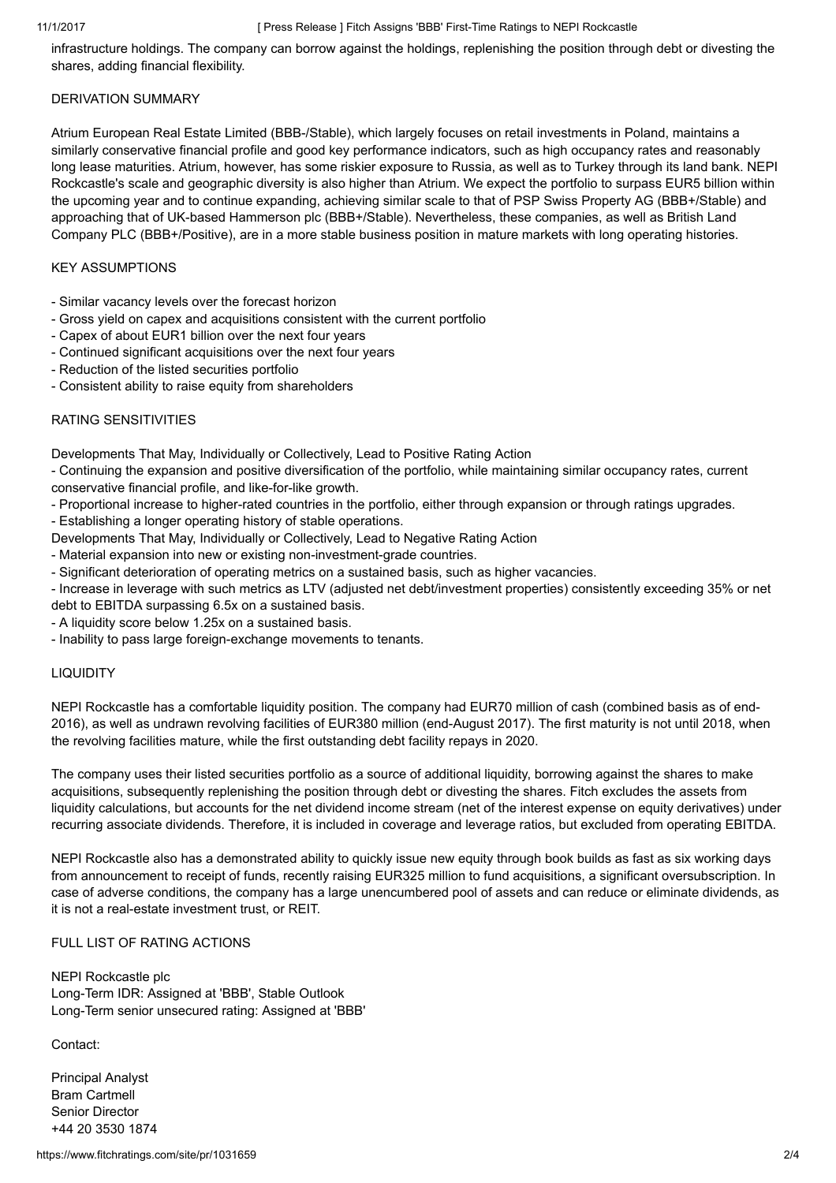infrastructure holdings. The company can borrow against the holdings, replenishing the position through debt or divesting the shares, adding financial flexibility.

## DERIVATION SUMMARY

Atrium European Real Estate Limited (BBB-/Stable), which largely focuses on retail investments in Poland, maintains a similarly conservative financial profile and good key performance indicators, such as high occupancy rates and reasonably long lease maturities. Atrium, however, has some riskier exposure to Russia, as well as to Turkey through its land bank. NEPI Rockcastle's scale and geographic diversity is also higher than Atrium. We expect the portfolio to surpass EUR5 billion within the upcoming year and to continue expanding, achieving similar scale to that of PSP Swiss Property AG (BBB+/Stable) and approaching that of UK-based Hammerson plc (BBB+/Stable). Nevertheless, these companies, as well as British Land Company PLC (BBB+/Positive), are in a more stable business position in mature markets with long operating histories.

## KEY ASSUMPTIONS

- Similar vacancy levels over the forecast horizon
- Gross yield on capex and acquisitions consistent with the current portfolio
- Capex of about EUR1 billion over the next four years
- Continued significant acquisitions over the next four years
- Reduction of the listed securities portfolio
- Consistent ability to raise equity from shareholders

## RATING SENSITIVITIES

Developments That May, Individually or Collectively, Lead to Positive Rating Action

- Continuing the expansion and positive diversification of the portfolio, while maintaining similar occupancy rates, current conservative financial profile, and like-for-like growth.
- Proportional increase to higher-rated countries in the portfolio, either through expansion or through ratings upgrades.
- Establishing a longer operating history of stable operations.

Developments That May, Individually or Collectively, Lead to Negative Rating Action

- Material expansion into new or existing non-investment-grade countries.
- Significant deterioration of operating metrics on a sustained basis, such as higher vacancies.
- Increase in leverage with such metrics as LTV (adjusted net debt/investment properties) consistently exceeding 35% or net debt to EBITDA surpassing 6.5x on a sustained basis.
- A liquidity score below 1.25x on a sustained basis.
- Inability to pass large foreign-exchange movements to tenants.

## LIQUIDITY

NEPI Rockcastle has a comfortable liquidity position. The company had EUR70 million of cash (combined basis as of end-2016), as well as undrawn revolving facilities of EUR380 million (end-August 2017). The first maturity is not until 2018, when the revolving facilities mature, while the first outstanding debt facility repays in 2020.

The company uses their listed securities portfolio as a source of additional liquidity, borrowing against the shares to make acquisitions, subsequently replenishing the position through debt or divesting the shares. Fitch excludes the assets from liquidity calculations, but accounts for the net dividend income stream (net of the interest expense on equity derivatives) under recurring associate dividends. Therefore, it is included in coverage and leverage ratios, but excluded from operating EBITDA.

NEPI Rockcastle also has a demonstrated ability to quickly issue new equity through book builds as fast as six working days from announcement to receipt of funds, recently raising EUR325 million to fund acquisitions, a significant oversubscription. In case of adverse conditions, the company has a large unencumbered pool of assets and can reduce or eliminate dividends, as it is not a real-estate investment trust, or REIT.

## FULL LIST OF RATING ACTIONS

NEPI Rockcastle plc
Long-Term IDR: Assigned at 'BBB', Stable Outlook
Long-Term senior unsecured rating: Assigned at 'BBB'

Contact:

Principal Analyst
Bram Cartmell
Senior Director
+44 20 3530 1874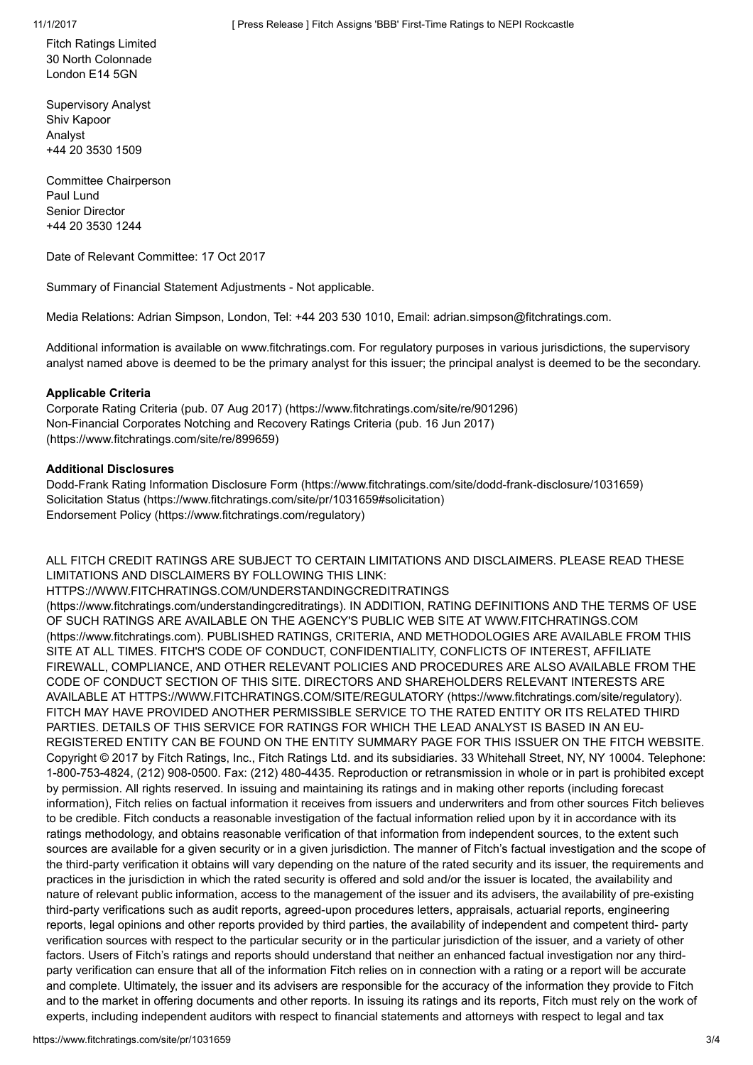Fitch Ratings Limited
30 North Colonnade
London E14 5GN

Supervisory Analyst
Shiv Kapoor
Analyst
+44 20 3530 1509

Committee Chairperson
Paul Lund
Senior Director
+44 20 3530 1244

Date of Relevant Committee: 17 Oct 2017

Summary of Financial Statement Adjustments - Not applicable.

Media Relations: Adrian Simpson, London, Tel: +44 203 530 1010, Email: adrian.simpson@fitchratings.com.

Additional information is available on www.fitchratings.com. For regulatory purposes in various jurisdictions, the supervisory analyst named above is deemed to be the primary analyst for this issuer; the principal analyst is deemed to be the secondary.

**Applicable Criteria**
Corporate Rating Criteria (pub. 07 Aug 2017) (https://www.fitchratings.com/site/re/901296)
Non-Financial Corporates Notching and Recovery Ratings Criteria (pub. 16 Jun 2017) (https://www.fitchratings.com/site/re/899659)

**Additional Disclosures**
Dodd-Frank Rating Information Disclosure Form (https://www.fitchratings.com/site/dodd-frank-disclosure/1031659)
Solicitation Status (https://www.fitchratings.com/site/pr/1031659#solicitation)
Endorsement Policy (https://www.fitchratings.com/regulatory)

ALL FITCH CREDIT RATINGS ARE SUBJECT TO CERTAIN LIMITATIONS AND DISCLAIMERS. PLEASE READ THESE LIMITATIONS AND DISCLAIMERS BY FOLLOWING THIS LINK: HTTPS://WWW.FITCHRATINGS.COM/UNDERSTANDINGCREDITRATINGS (https://www.fitchratings.com/understandingcreditratings). IN ADDITION, RATING DEFINITIONS AND THE TERMS OF USE OF SUCH RATINGS ARE AVAILABLE ON THE AGENCY'S PUBLIC WEB SITE AT WWW.FITCHRATINGS.COM (https://www.fitchratings.com). PUBLISHED RATINGS, CRITERIA, AND METHODOLOGIES ARE AVAILABLE FROM THIS SITE AT ALL TIMES. FITCH'S CODE OF CONDUCT, CONFIDENTIALITY, CONFLICTS OF INTEREST, AFFILIATE FIREWALL, COMPLIANCE, AND OTHER RELEVANT POLICIES AND PROCEDURES ARE ALSO AVAILABLE FROM THE CODE OF CONDUCT SECTION OF THIS SITE. DIRECTORS AND SHAREHOLDERS RELEVANT INTERESTS ARE AVAILABLE AT HTTPS://WWW.FITCHRATINGS.COM/SITE/REGULATORY (https://www.fitchratings.com/site/regulatory). FITCH MAY HAVE PROVIDED ANOTHER PERMISSIBLE SERVICE TO THE RATED ENTITY OR ITS RELATED THIRD PARTIES. DETAILS OF THIS SERVICE FOR RATINGS FOR WHICH THE LEAD ANALYST IS BASED IN AN EU-REGISTERED ENTITY CAN BE FOUND ON THE ENTITY SUMMARY PAGE FOR THIS ISSUER ON THE FITCH WEBSITE. Copyright © 2017 by Fitch Ratings, Inc., Fitch Ratings Ltd. and its subsidiaries. 33 Whitehall Street, NY, NY 10004. Telephone: 1-800-753-4824, (212) 908-0500. Fax: (212) 480-4435. Reproduction or retransmission in whole or in part is prohibited except by permission. All rights reserved. In issuing and maintaining its ratings and in making other reports (including forecast information), Fitch relies on factual information it receives from issuers and underwriters and from other sources Fitch believes to be credible. Fitch conducts a reasonable investigation of the factual information relied upon by it in accordance with its ratings methodology, and obtains reasonable verification of that information from independent sources, to the extent such sources are available for a given security or in a given jurisdiction. The manner of Fitch's factual investigation and the scope of the third-party verification it obtains will vary depending on the nature of the rated security and its issuer, the requirements and practices in the jurisdiction in which the rated security is offered and sold and/or the issuer is located, the availability and nature of relevant public information, access to the management of the issuer and its advisers, the availability of pre-existing third-party verifications such as audit reports, agreed-upon procedures letters, appraisals, actuarial reports, engineering reports, legal opinions and other reports provided by third parties, the availability of independent and competent third- party verification sources with respect to the particular security or in the particular jurisdiction of the issuer, and a variety of other factors. Users of Fitch's ratings and reports should understand that neither an enhanced factual investigation nor any third-party verification can ensure that all of the information Fitch relies on in connection with a rating or a report will be accurate and complete. Ultimately, the issuer and its advisers are responsible for the accuracy of the information they provide to Fitch and to the market in offering documents and other reports. In issuing its ratings and its reports, Fitch must rely on the work of experts, including independent auditors with respect to financial statements and attorneys with respect to legal and tax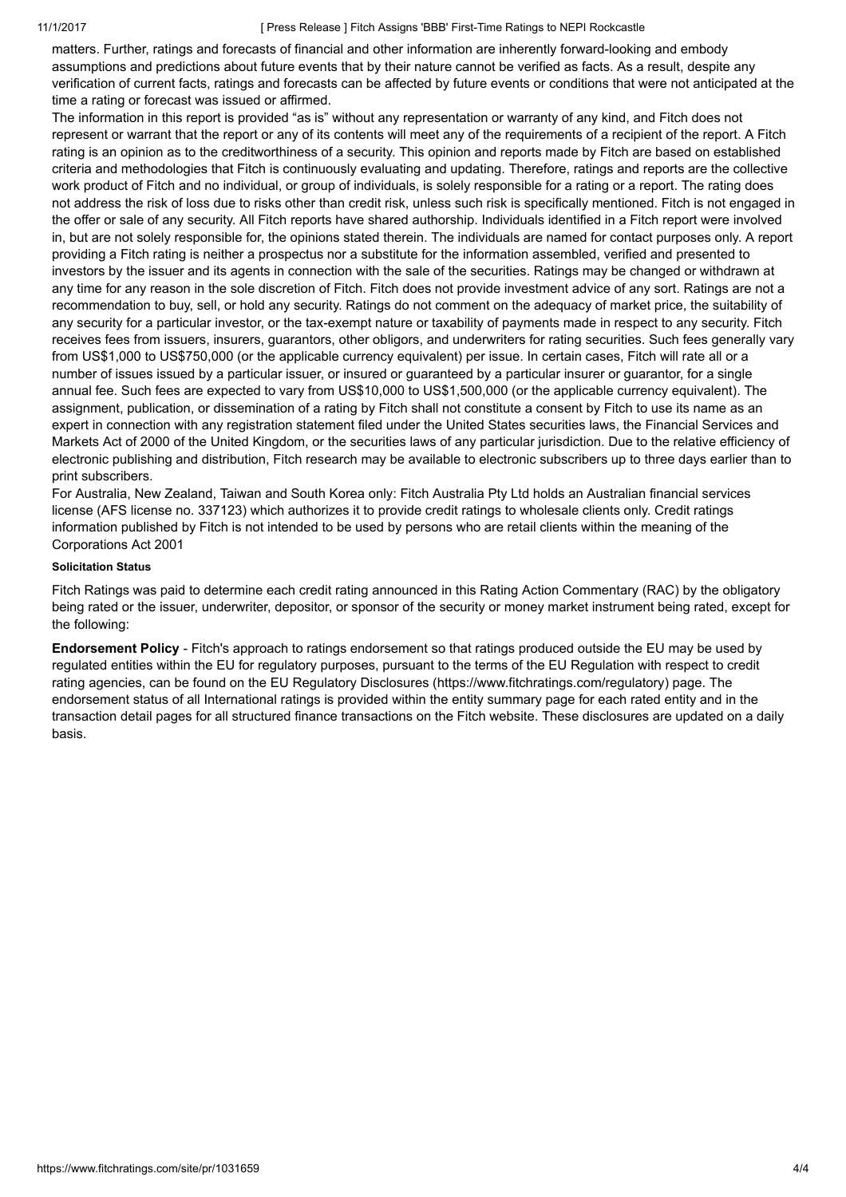matters. Further, ratings and forecasts of financial and other information are inherently forward-looking and embody assumptions and predictions about future events that by their nature cannot be verified as facts. As a result, despite any verification of current facts, ratings and forecasts can be affected by future events or conditions that were not anticipated at the time a rating or forecast was issued or affirmed.

The information in this report is provided "as is" without any representation or warranty of any kind, and Fitch does not represent or warrant that the report or any of its contents will meet any of the requirements of a recipient of the report. A Fitch rating is an opinion as to the creditworthiness of a security. This opinion and reports made by Fitch are based on established criteria and methodologies that Fitch is continuously evaluating and updating. Therefore, ratings and reports are the collective work product of Fitch and no individual, or group of individuals, is solely responsible for a rating or a report. The rating does not address the risk of loss due to risks other than credit risk, unless such risk is specifically mentioned. Fitch is not engaged in the offer or sale of any security. All Fitch reports have shared authorship. Individuals identified in a Fitch report were involved in, but are not solely responsible for, the opinions stated therein. The individuals are named for contact purposes only. A report providing a Fitch rating is neither a prospectus nor a substitute for the information assembled, verified and presented to investors by the issuer and its agents in connection with the sale of the securities. Ratings may be changed or withdrawn at any time for any reason in the sole discretion of Fitch. Fitch does not provide investment advice of any sort. Ratings are not a recommendation to buy, sell, or hold any security. Ratings do not comment on the adequacy of market price, the suitability of any security for a particular investor, or the tax-exempt nature or taxability of payments made in respect to any security. Fitch receives fees from issuers, insurers, guarantors, other obligors, and underwriters for rating securities. Such fees generally vary from US$1,000 to US$750,000 (or the applicable currency equivalent) per issue. In certain cases, Fitch will rate all or a number of issues issued by a particular issuer, or insured or guaranteed by a particular insurer or guarantor, for a single annual fee. Such fees are expected to vary from US$10,000 to US$1,500,000 (or the applicable currency equivalent). The assignment, publication, or dissemination of a rating by Fitch shall not constitute a consent by Fitch to use its name as an expert in connection with any registration statement filed under the United States securities laws, the Financial Services and Markets Act of 2000 of the United Kingdom, or the securities laws of any particular jurisdiction. Due to the relative efficiency of electronic publishing and distribution, Fitch research may be available to electronic subscribers up to three days earlier than to print subscribers.

For Australia, New Zealand, Taiwan and South Korea only: Fitch Australia Pty Ltd holds an Australian financial services license (AFS license no. 337123) which authorizes it to provide credit ratings to wholesale clients only. Credit ratings information published by Fitch is not intended to be used by persons who are retail clients within the meaning of the Corporations Act 2001

#### Solicitation Status

Fitch Ratings was paid to determine each credit rating announced in this Rating Action Commentary (RAC) by the obligatory being rated or the issuer, underwriter, depositor, or sponsor of the security or money market instrument being rated, except for the following:

**Endorsement Policy** - Fitch's approach to ratings endorsement so that ratings produced outside the EU may be used by regulated entities within the EU for regulatory purposes, pursuant to the terms of the EU Regulation with respect to credit rating agencies, can be found on the EU Regulatory Disclosures (https://www.fitchratings.com/regulatory) page. The endorsement status of all International ratings is provided within the entity summary page for each rated entity and in the transaction detail pages for all structured finance transactions on the Fitch website. These disclosures are updated on a daily basis.